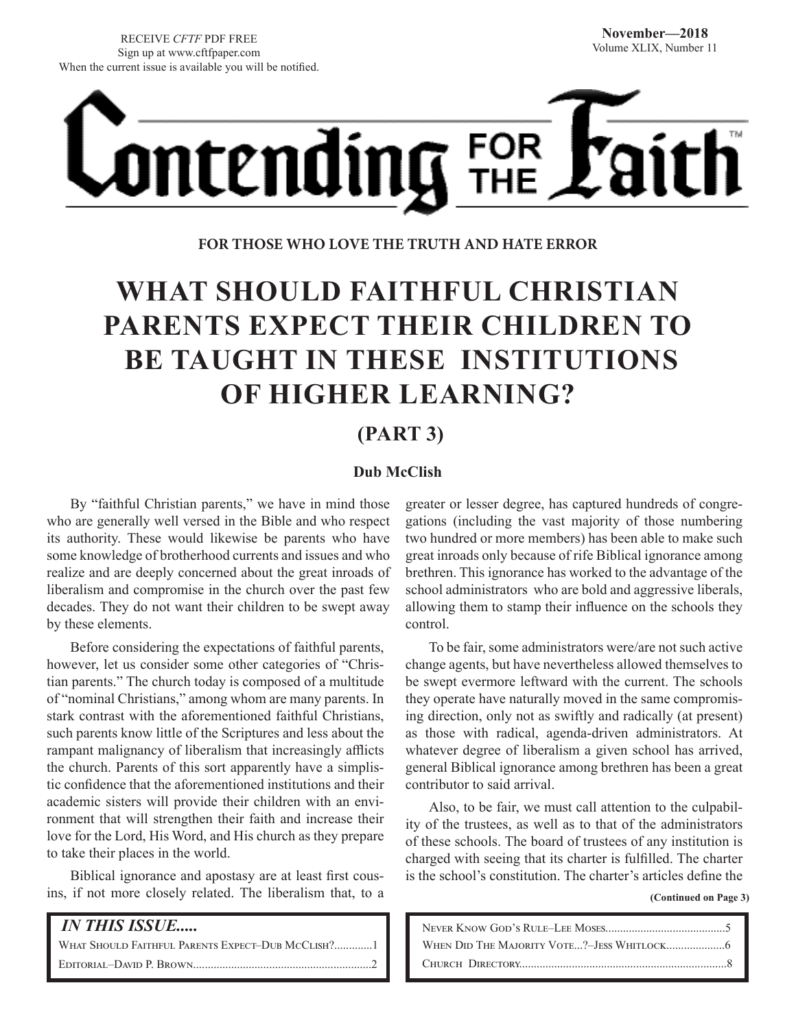RECEIVE *CFTF* PDF FREE
Sign up at www.cftfpaper.com
When the current issue is available you will be notified.

**November—2018**
Volume XLIX, Number 11

# Contending FOR THE Faith™

**FOR THOSE WHO LOVE THE TRUTH AND HATE ERROR**

# WHAT SHOULD FAITHFUL CHRISTIAN PARENTS EXPECT THEIR CHILDREN TO BE TAUGHT IN THESE INSTITUTIONS OF HIGHER LEARNING?

## (PART 3)

**Dub McClish**

By "faithful Christian parents," we have in mind those who are generally well versed in the Bible and who respect its authority. These would likewise be parents who have some knowledge of brotherhood currents and issues and who realize and are deeply concerned about the great inroads of liberalism and compromise in the church over the past few decades. They do not want their children to be swept away by these elements.

Before considering the expectations of faithful parents, however, let us consider some other categories of "Christian parents." The church today is composed of a multitude of "nominal Christians," among whom are many parents. In stark contrast with the aforementioned faithful Christians, such parents know little of the Scriptures and less about the rampant malignancy of liberalism that increasingly afflicts the church. Parents of this sort apparently have a simplistic confidence that the aforementioned institutions and their academic sisters will provide their children with an environment that will strengthen their faith and increase their love for the Lord, His Word, and His church as they prepare to take their places in the world.

Biblical ignorance and apostasy are at least first cousins, if not more closely related. The liberalism that, to a greater or lesser degree, has captured hundreds of congregations (including the vast majority of those numbering two hundred or more members) has been able to make such great inroads only because of rife Biblical ignorance among brethren. This ignorance has worked to the advantage of the school administrators who are bold and aggressive liberals, allowing them to stamp their influence on the schools they control.

To be fair, some administrators were/are not such active change agents, but have nevertheless allowed themselves to be swept evermore leftward with the current. The schools they operate have naturally moved in the same compromising direction, only not as swiftly and radically (at present) as those with radical, agenda-driven administrators. At whatever degree of liberalism a given school has arrived, general Biblical ignorance among brethren has been a great contributor to said arrival.

Also, to be fair, we must call attention to the culpability of the trustees, as well as to that of the administrators of these schools. The board of trustees of any institution is charged with seeing that its charter is fulfilled. The charter is the school's constitution. The charter's articles define the

**(Continued on Page 3)**

***IN THIS ISSUE.....***

What Should Faithful Parents Expect–Dub McClish?.............1
Editorial–David P. Brown.............................................................2
Never Know God's Rule–Lee Moses.........................................5
When Did The Majority Vote...?–Jess Whitlock....................6
Church Directory.......................................................................8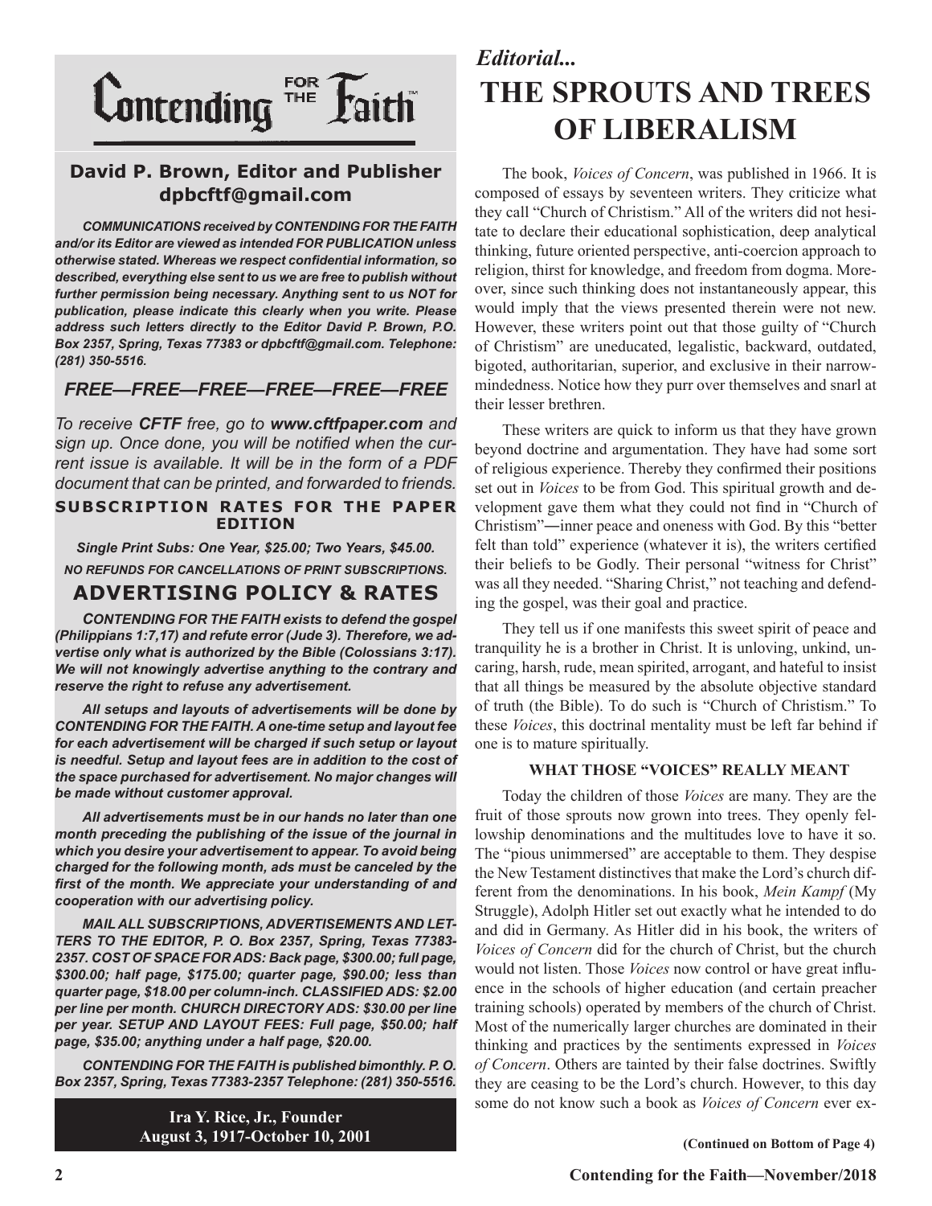# Contending FOR THE Faith™

### David P. Brown, Editor and Publisher
**dpbcftf@gmail.com**

***COMMUNICATIONS received by CONTENDING FOR THE FAITH and/or its Editor are viewed as intended FOR PUBLICATION unless otherwise stated. Whereas we respect confidential information, so described, everything else sent to us we are free to publish without further permission being necessary. Anything sent to us NOT for publication, please indicate this clearly when you write. Please address such letters directly to the Editor David P. Brown, P.O. Box 2357, Spring, Texas 77383 or dpbcftf@gmail.com. Telephone: (281) 350-5516.***

***FREE—FREE—FREE—FREE—FREE—FREE***

*To receive **CFTF** free, go to **www.cftfpaper.com** and sign up. Once done, you will be notified when the current issue is available. It will be in the form of a PDF document that can be printed, and forwarded to friends.*

**SUBSCRIPTION RATES FOR THE PAPER EDITION**

***Single Print Subs: One Year, $25.00; Two Years, $45.00.***

***NO REFUNDS FOR CANCELLATIONS OF PRINT SUBSCRIPTIONS.***

### ADVERTISING POLICY & RATES

***CONTENDING FOR THE FAITH exists to defend the gospel (Philippians 1:7,17) and refute error (Jude 3). Therefore, we advertise only what is authorized by the Bible (Colossians 3:17). We will not knowingly advertise anything to the contrary and reserve the right to refuse any advertisement.***

***All setups and layouts of advertisements will be done by CONTENDING FOR THE FAITH. A one-time setup and layout fee for each advertisement will be charged if such setup or layout is needful. Setup and layout fees are in addition to the cost of the space purchased for advertisement. No major changes will be made without customer approval.***

***All advertisements must be in our hands no later than one month preceding the publishing of the issue of the journal in which you desire your advertisement to appear. To avoid being charged for the following month, ads must be canceled by the first of the month. We appreciate your understanding of and cooperation with our advertising policy.***

***MAIL ALL SUBSCRIPTIONS, ADVERTISEMENTS AND LETTERS TO THE EDITOR, P. O. Box 2357, Spring, Texas 77383-2357. COST OF SPACE FOR ADS: Back page, $300.00; full page, $300.00; half page, $175.00; quarter page, $90.00; less than quarter page, $18.00 per column-inch. CLASSIFIED ADS: $2.00 per line per month. CHURCH DIRECTORY ADS: $30.00 per line per year. SETUP AND LAYOUT FEES: Full page, $50.00; half page, $35.00; anything under a half page, $20.00.***

***CONTENDING FOR THE FAITH is published bimonthly. P. O. Box 2357, Spring, Texas 77383-2357 Telephone: (281) 350-5516.***

**Ira Y. Rice, Jr., Founder**
**August 3, 1917-October 10, 2001**

*Editorial...*

# THE SPROUTS AND TREES OF LIBERALISM

The book, *Voices of Concern*, was published in 1966. It is composed of essays by seventeen writers. They criticize what they call "Church of Christism." All of the writers did not hesitate to declare their educational sophistication, deep analytical thinking, future oriented perspective, anti-coercion approach to religion, thirst for knowledge, and freedom from dogma. Moreover, since such thinking does not instantaneously appear, this would imply that the views presented therein were not new. However, these writers point out that those guilty of "Church of Christism" are uneducated, legalistic, backward, outdated, bigoted, authoritarian, superior, and exclusive in their narrow-mindedness. Notice how they purr over themselves and snarl at their lesser brethren.

These writers are quick to inform us that they have grown beyond doctrine and argumentation. They have had some sort of religious experience. Thereby they confirmed their positions set out in *Voices* to be from God. This spiritual growth and development gave them what they could not find in "Church of Christism"—inner peace and oneness with God. By this "better felt than told" experience (whatever it is), the writers certified their beliefs to be Godly. Their personal "witness for Christ" was all they needed. "Sharing Christ," not teaching and defending the gospel, was their goal and practice.

They tell us if one manifests this sweet spirit of peace and tranquility he is a brother in Christ. It is unloving, unkind, uncaring, harsh, rude, mean spirited, arrogant, and hateful to insist that all things be measured by the absolute objective standard of truth (the Bible). To do such is "Church of Christism." To these *Voices*, this doctrinal mentality must be left far behind if one is to mature spiritually.

**WHAT THOSE "VOICES" REALLY MEANT**

Today the children of those *Voices* are many. They are the fruit of those sprouts now grown into trees. They openly fellowship denominations and the multitudes love to have it so. The "pious unimmersed" are acceptable to them. They despise the New Testament distinctives that make the Lord's church different from the denominations. In his book, *Mein Kampf* (My Struggle), Adolph Hitler set out exactly what he intended to do and did in Germany. As Hitler did in his book, the writers of *Voices of Concern* did for the church of Christ, but the church would not listen. Those *Voices* now control or have great influence in the schools of higher education (and certain preacher training schools) operated by members of the church of Christ. Most of the numerically larger churches are dominated in their thinking and practices by the sentiments expressed in *Voices of Concern*. Others are tainted by their false doctrines. Swiftly they are ceasing to be the Lord's church. However, to this day some do not know such a book as *Voices of Concern* ever ex-

**(Continued on Bottom of Page 4)**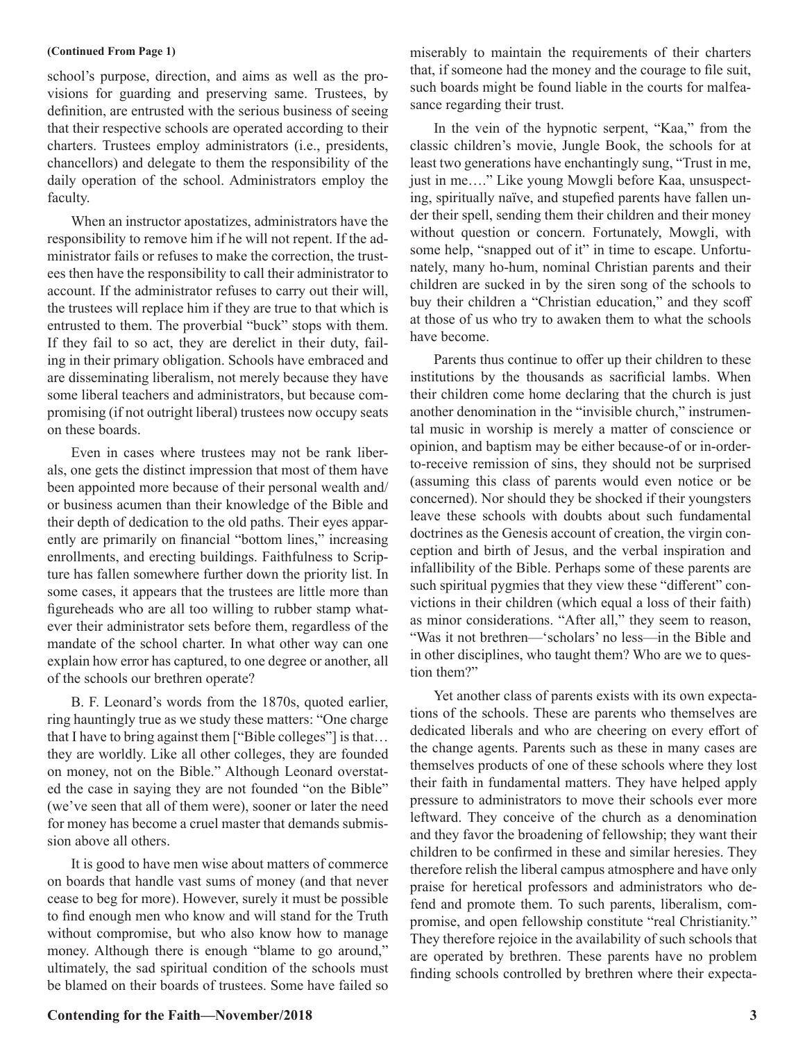**(Continued From Page 1)**

school's purpose, direction, and aims as well as the provisions for guarding and preserving same. Trustees, by definition, are entrusted with the serious business of seeing that their respective schools are operated according to their charters. Trustees employ administrators (i.e., presidents, chancellors) and delegate to them the responsibility of the daily operation of the school. Administrators employ the faculty.

When an instructor apostatizes, administrators have the responsibility to remove him if he will not repent. If the administrator fails or refuses to make the correction, the trustees then have the responsibility to call their administrator to account. If the administrator refuses to carry out their will, the trustees will replace him if they are true to that which is entrusted to them. The proverbial "buck" stops with them. If they fail to so act, they are derelict in their duty, failing in their primary obligation. Schools have embraced and are disseminating liberalism, not merely because they have some liberal teachers and administrators, but because compromising (if not outright liberal) trustees now occupy seats on these boards.

Even in cases where trustees may not be rank liberals, one gets the distinct impression that most of them have been appointed more because of their personal wealth and/or business acumen than their knowledge of the Bible and their depth of dedication to the old paths. Their eyes apparently are primarily on financial "bottom lines," increasing enrollments, and erecting buildings. Faithfulness to Scripture has fallen somewhere further down the priority list. In some cases, it appears that the trustees are little more than figureheads who are all too willing to rubber stamp whatever their administrator sets before them, regardless of the mandate of the school charter. In what other way can one explain how error has captured, to one degree or another, all of the schools our brethren operate?

B. F. Leonard's words from the 1870s, quoted earlier, ring hauntingly true as we study these matters: "One charge that I have to bring against them ["Bible colleges"] is that… they are worldly. Like all other colleges, they are founded on money, not on the Bible." Although Leonard overstated the case in saying they are not founded "on the Bible" (we've seen that all of them were), sooner or later the need for money has become a cruel master that demands submission above all others.

It is good to have men wise about matters of commerce on boards that handle vast sums of money (and that never cease to beg for more). However, surely it must be possible to find enough men who know and will stand for the Truth without compromise, but who also know how to manage money. Although there is enough "blame to go around," ultimately, the sad spiritual condition of the schools must be blamed on their boards of trustees. Some have failed so miserably to maintain the requirements of their charters that, if someone had the money and the courage to file suit, such boards might be found liable in the courts for malfeasance regarding their trust.

In the vein of the hypnotic serpent, "Kaa," from the classic children's movie, Jungle Book, the schools for at least two generations have enchantingly sung, "Trust in me, just in me…." Like young Mowgli before Kaa, unsuspecting, spiritually naïve, and stupefied parents have fallen under their spell, sending them their children and their money without question or concern. Fortunately, Mowgli, with some help, "snapped out of it" in time to escape. Unfortunately, many ho-hum, nominal Christian parents and their children are sucked in by the siren song of the schools to buy their children a "Christian education," and they scoff at those of us who try to awaken them to what the schools have become.

Parents thus continue to offer up their children to these institutions by the thousands as sacrificial lambs. When their children come home declaring that the church is just another denomination in the "invisible church," instrumental music in worship is merely a matter of conscience or opinion, and baptism may be either because-of or in-order-to-receive remission of sins, they should not be surprised (assuming this class of parents would even notice or be concerned). Nor should they be shocked if their youngsters leave these schools with doubts about such fundamental doctrines as the Genesis account of creation, the virgin conception and birth of Jesus, and the verbal inspiration and infallibility of the Bible. Perhaps some of these parents are such spiritual pygmies that they view these "different" convictions in their children (which equal a loss of their faith) as minor considerations. "After all," they seem to reason, "Was it not brethren—'scholars' no less—in the Bible and in other disciplines, who taught them? Who are we to question them?"

Yet another class of parents exists with its own expectations of the schools. These are parents who themselves are dedicated liberals and who are cheering on every effort of the change agents. Parents such as these in many cases are themselves products of one of these schools where they lost their faith in fundamental matters. They have helped apply pressure to administrators to move their schools ever more leftward. They conceive of the church as a denomination and they favor the broadening of fellowship; they want their children to be confirmed in these and similar heresies. They therefore relish the liberal campus atmosphere and have only praise for heretical professors and administrators who defend and promote them. To such parents, liberalism, compromise, and open fellowship constitute "real Christianity." They therefore rejoice in the availability of such schools that are operated by brethren. These parents have no problem finding schools controlled by brethren where their expecta-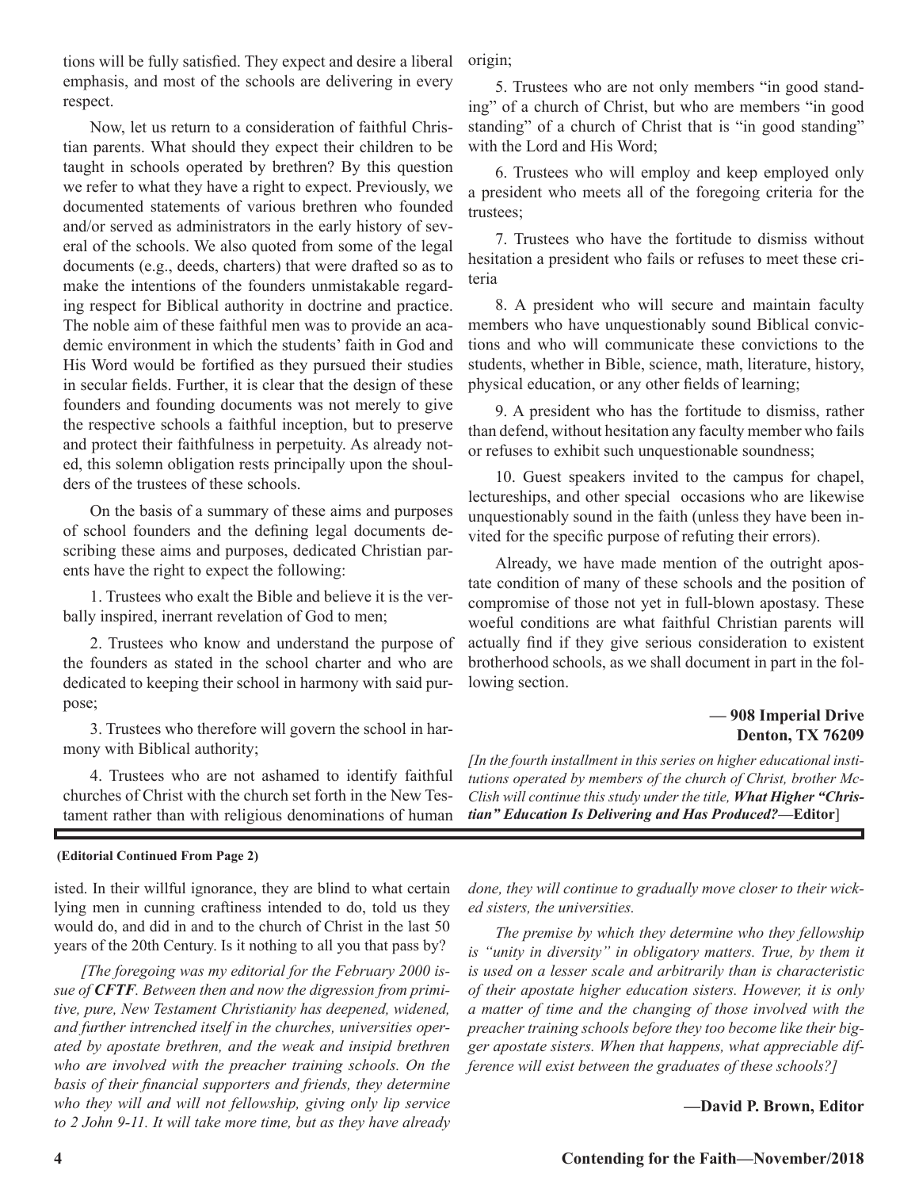tions will be fully satisfied. They expect and desire a liberal emphasis, and most of the schools are delivering in every respect.

Now, let us return to a consideration of faithful Christian parents. What should they expect their children to be taught in schools operated by brethren? By this question we refer to what they have a right to expect. Previously, we documented statements of various brethren who founded and/or served as administrators in the early history of several of the schools. We also quoted from some of the legal documents (e.g., deeds, charters) that were drafted so as to make the intentions of the founders unmistakable regarding respect for Biblical authority in doctrine and practice. The noble aim of these faithful men was to provide an academic environment in which the students' faith in God and His Word would be fortified as they pursued their studies in secular fields. Further, it is clear that the design of these founders and founding documents was not merely to give the respective schools a faithful inception, but to preserve and protect their faithfulness in perpetuity. As already noted, this solemn obligation rests principally upon the shoulders of the trustees of these schools.

On the basis of a summary of these aims and purposes of school founders and the defining legal documents describing these aims and purposes, dedicated Christian parents have the right to expect the following:

1. Trustees who exalt the Bible and believe it is the verbally inspired, inerrant revelation of God to men;

2. Trustees who know and understand the purpose of the founders as stated in the school charter and who are dedicated to keeping their school in harmony with said purpose;

3. Trustees who therefore will govern the school in harmony with Biblical authority;

4. Trustees who are not ashamed to identify faithful churches of Christ with the church set forth in the New Testament rather than with religious denominations of human origin;

5. Trustees who are not only members "in good standing" of a church of Christ, but who are members "in good standing" of a church of Christ that is "in good standing" with the Lord and His Word;

6. Trustees who will employ and keep employed only a president who meets all of the foregoing criteria for the trustees;

7. Trustees who have the fortitude to dismiss without hesitation a president who fails or refuses to meet these criteria

8. A president who will secure and maintain faculty members who have unquestionably sound Biblical convictions and who will communicate these convictions to the students, whether in Bible, science, math, literature, history, physical education, or any other fields of learning;

9. A president who has the fortitude to dismiss, rather than defend, without hesitation any faculty member who fails or refuses to exhibit such unquestionable soundness;

10. Guest speakers invited to the campus for chapel, lectureships, and other special occasions who are likewise unquestionably sound in the faith (unless they have been invited for the specific purpose of refuting their errors).

Already, we have made mention of the outright apostate condition of many of these schools and the position of compromise of those not yet in full-blown apostasy. These woeful conditions are what faithful Christian parents will actually find if they give serious consideration to existent brotherhood schools, as we shall document in part in the following section.

**— 908 Imperial Drive**
**Denton, TX 76209**

*[In the fourth installment in this series on higher educational institutions operated by members of the church of Christ, brother McClish will continue this study under the title,* ***What Higher "Christian" Education Is Delivering and Has Produced?***—**Editor**]

---

**(Editorial Continued From Page 2)**

isted. In their willful ignorance, they are blind to what certain lying men in cunning craftiness intended to do, told us they would do, and did in and to the church of Christ in the last 50 years of the 20th Century. Is it nothing to all you that pass by?

*[The foregoing was my editorial for the February 2000 issue of* ***CFTF****. Between then and now the digression from primitive, pure, New Testament Christianity has deepened, widened, and further intrenched itself in the churches, universities operated by apostate brethren, and the weak and insipid brethren who are involved with the preacher training schools. On the basis of their financial supporters and friends, they determine who they will and will not fellowship, giving only lip service to 2 John 9-11. It will take more time, but as they have already done, they will continue to gradually move closer to their wicked sisters, the universities.*

*The premise by which they determine who they fellowship is "unity in diversity" in obligatory matters. True, by them it is used on a lesser scale and arbitrarily than is characteristic of their apostate higher education sisters. However, it is only a matter of time and the changing of those involved with the preacher training schools before they too become like their bigger apostate sisters. When that happens, what appreciable difference will exist between the graduates of these schools?]*

**—David P. Brown, Editor**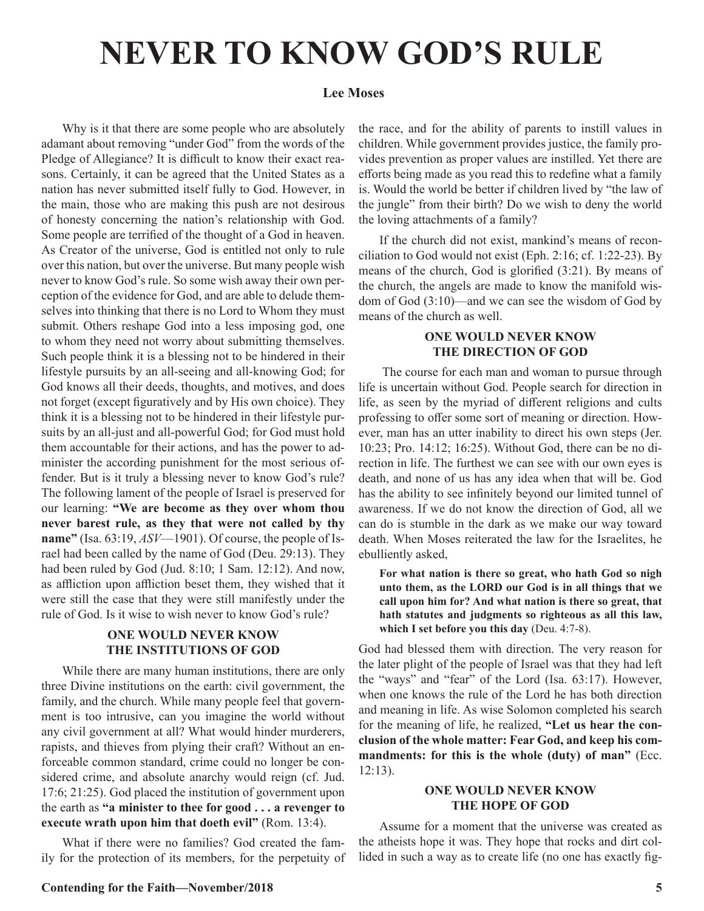# NEVER TO KNOW GOD'S RULE

**Lee Moses**

Why is it that there are some people who are absolutely adamant about removing "under God" from the words of the Pledge of Allegiance? It is difficult to know their exact reasons. Certainly, it can be agreed that the United States as a nation has never submitted itself fully to God. However, in the main, those who are making this push are not desirous of honesty concerning the nation's relationship with God. Some people are terrified of the thought of a God in heaven. As Creator of the universe, God is entitled not only to rule over this nation, but over the universe. But many people wish never to know God's rule. So some wish away their own perception of the evidence for God, and are able to delude themselves into thinking that there is no Lord to Whom they must submit. Others reshape God into a less imposing god, one to whom they need not worry about submitting themselves. Such people think it is a blessing not to be hindered in their lifestyle pursuits by an all-seeing and all-knowing God; for God knows all their deeds, thoughts, and motives, and does not forget (except figuratively and by His own choice). They think it is a blessing not to be hindered in their lifestyle pursuits by an all-just and all-powerful God; for God must hold them accountable for their actions, and has the power to administer the according punishment for the most serious offender. But is it truly a blessing never to know God's rule? The following lament of the people of Israel is preserved for our learning: **"We are become as they over whom thou never barest rule, as they that were not called by thy name"** (Isa. 63:19, *ASV*—1901). Of course, the people of Israel had been called by the name of God (Deu. 29:13). They had been ruled by God (Jud. 8:10; 1 Sam. 12:12). And now, as affliction upon affliction beset them, they wished that it were still the case that they were still manifestly under the rule of God. Is it wise to wish never to know God's rule?

### ONE WOULD NEVER KNOW THE INSTITUTIONS OF GOD

While there are many human institutions, there are only three Divine institutions on the earth: civil government, the family, and the church. While many people feel that government is too intrusive, can you imagine the world without any civil government at all? What would hinder murderers, rapists, and thieves from plying their craft? Without an enforceable common standard, crime could no longer be considered crime, and absolute anarchy would reign (cf. Jud. 17:6; 21:25). God placed the institution of government upon the earth as **"a minister to thee for good . . . a revenger to execute wrath upon him that doeth evil"** (Rom. 13:4).

What if there were no families? God created the family for the protection of its members, for the perpetuity of the race, and for the ability of parents to instill values in children. While government provides justice, the family provides prevention as proper values are instilled. Yet there are efforts being made as you read this to redefine what a family is. Would the world be better if children lived by "the law of the jungle" from their birth? Do we wish to deny the world the loving attachments of a family?

If the church did not exist, mankind's means of reconciliation to God would not exist (Eph. 2:16; cf. 1:22-23). By means of the church, God is glorified (3:21). By means of the church, the angels are made to know the manifold wisdom of God (3:10)—and we can see the wisdom of God by means of the church as well.

### ONE WOULD NEVER KNOW THE DIRECTION OF GOD

The course for each man and woman to pursue through life is uncertain without God. People search for direction in life, as seen by the myriad of different religions and cults professing to offer some sort of meaning or direction. However, man has an utter inability to direct his own steps (Jer. 10:23; Pro. 14:12; 16:25). Without God, there can be no direction in life. The furthest we can see with our own eyes is death, and none of us has any idea when that will be. God has the ability to see infinitely beyond our limited tunnel of awareness. If we do not know the direction of God, all we can do is stumble in the dark as we make our way toward death. When Moses reiterated the law for the Israelites, he ebulliently asked,

> **For what nation is there so great, who hath God so nigh unto them, as the LORD our God is in all things that we call upon him for? And what nation is there so great, that hath statutes and judgments so righteous as all this law, which I set before you this day** (Deu. 4:7-8).

God had blessed them with direction. The very reason for the later plight of the people of Israel was that they had left the "ways" and "fear" of the Lord (Isa. 63:17). However, when one knows the rule of the Lord he has both direction and meaning in life. As wise Solomon completed his search for the meaning of life, he realized, **"Let us hear the conclusion of the whole matter: Fear God, and keep his commandments: for this is the whole (duty) of man"** (Ecc. 12:13).

### ONE WOULD NEVER KNOW THE HOPE OF GOD

Assume for a moment that the universe was created as the atheists hope it was. They hope that rocks and dirt collided in such a way as to create life (no one has exactly fig-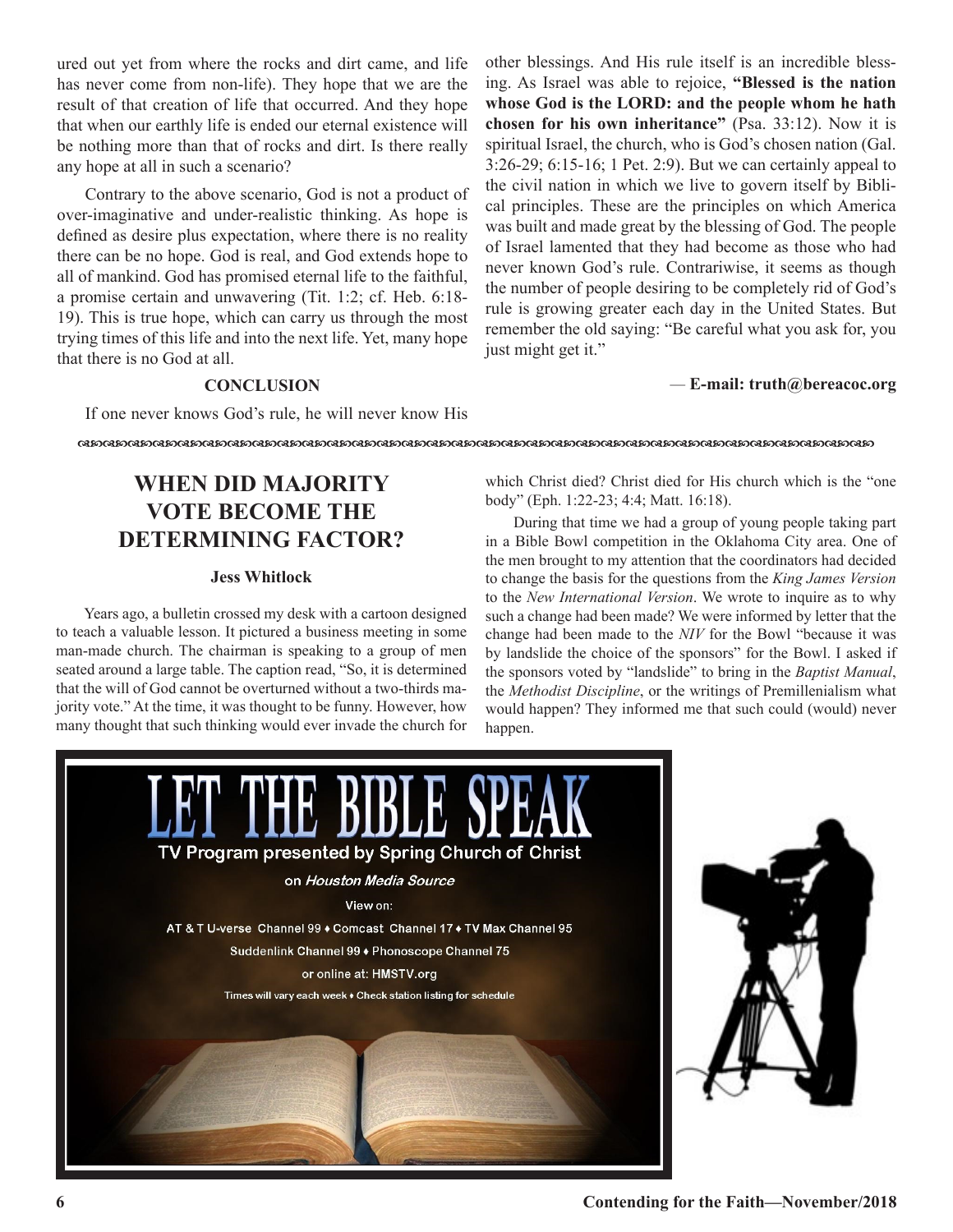ured out yet from where the rocks and dirt came, and life has never come from non-life). They hope that we are the result of that creation of life that occurred. And they hope that when our earthly life is ended our eternal existence will be nothing more than that of rocks and dirt. Is there really any hope at all in such a scenario?

Contrary to the above scenario, God is not a product of over-imaginative and under-realistic thinking. As hope is defined as desire plus expectation, where there is no reality there can be no hope. God is real, and God extends hope to all of mankind. God has promised eternal life to the faithful, a promise certain and unwavering (Tit. 1:2; cf. Heb. 6:18-19). This is true hope, which can carry us through the most trying times of this life and into the next life. Yet, many hope that there is no God at all.

**CONCLUSION**

If one never knows God's rule, he will never know His other blessings. And His rule itself is an incredible blessing. As Israel was able to rejoice, **"Blessed is the nation whose God is the LORD: and the people whom he hath chosen for his own inheritance"** (Psa. 33:12). Now it is spiritual Israel, the church, who is God's chosen nation (Gal. 3:26-29; 6:15-16; 1 Pet. 2:9). But we can certainly appeal to the civil nation in which we live to govern itself by Biblical principles. These are the principles on which America was built and made great by the blessing of God. The people of Israel lamented that they had become as those who had never known God's rule. Contrariwise, it seems as though the number of people desiring to be completely rid of God's rule is growing greater each day in the United States. But remember the old saying: "Be careful what you ask for, you just might get it."

— **E-mail: truth@bereacoc.org**

## WHEN DID MAJORITY VOTE BECOME THE DETERMINING FACTOR?

**Jess Whitlock**

Years ago, a bulletin crossed my desk with a cartoon designed to teach a valuable lesson. It pictured a business meeting in some man-made church. The chairman is speaking to a group of men seated around a large table. The caption read, "So, it is determined that the will of God cannot be overturned without a two-thirds majority vote." At the time, it was thought to be funny. However, how many thought that such thinking would ever invade the church for which Christ died? Christ died for His church which is the "one body" (Eph. 1:22-23; 4:4; Matt. 16:18).

During that time we had a group of young people taking part in a Bible Bowl competition in the Oklahoma City area. One of the men brought to my attention that the coordinators had decided to change the basis for the questions from the *King James Version* to the *New International Version*. We wrote to inquire as to why such a change had been made? We were informed by letter that the change had been made to the *NIV* for the Bowl "because it was by landslide the choice of the sponsors" for the Bowl. I asked if the sponsors voted by "landslide" to bring in the *Baptist Manual*, the *Methodist Discipline*, or the writings of Premillenialism what would happen? They informed me that such could (would) never happen.

**LET THE BIBLE SPEAK**

TV Program presented by Spring Church of Christ

on *Houston Media Source*

View on:

AT & T U-verse Channel 99 ♦ Comcast Channel 17 ♦ TV Max Channel 95

Suddenlink Channel 99 ♦ Phonoscope Channel 75

or online at: HMSTV.org

Times will vary each week ♦ Check station listing for schedule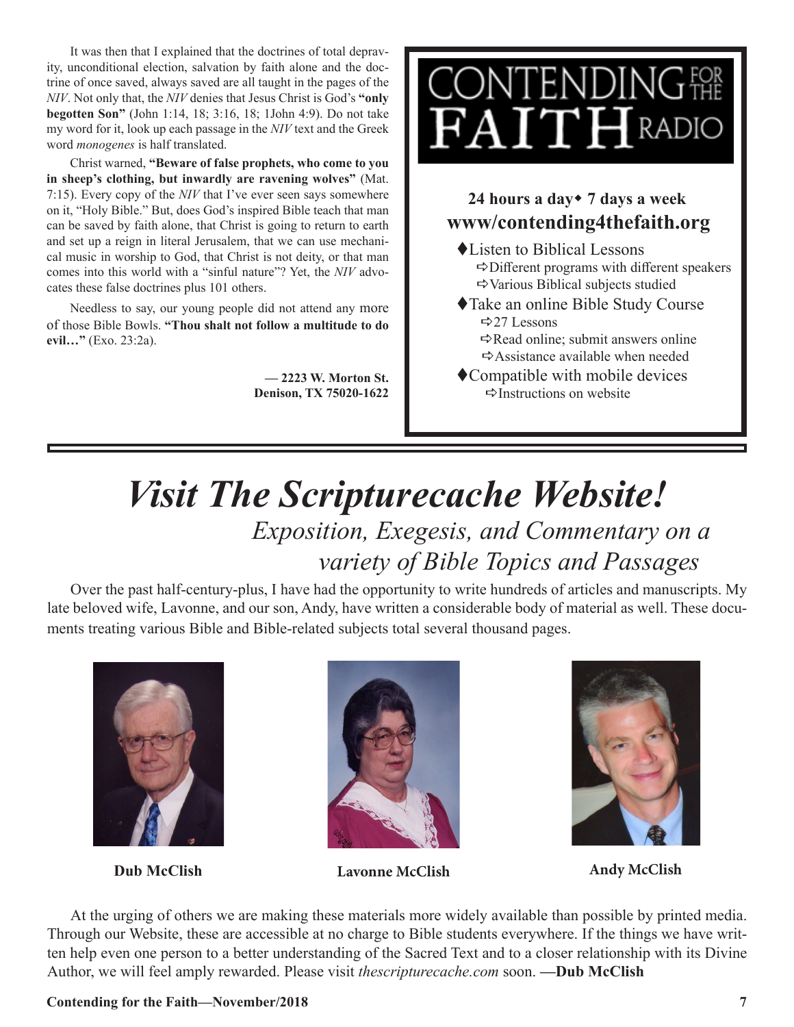It was then that I explained that the doctrines of total depravity, unconditional election, salvation by faith alone and the doctrine of once saved, always saved are all taught in the pages of the *NIV*. Not only that, the *NIV* denies that Jesus Christ is God's **"only begotten Son"** (John 1:14, 18; 3:16, 18; 1John 4:9). Do not take my word for it, look up each passage in the *NIV* text and the Greek word *monogenes* is half translated.

Christ warned, **"Beware of false prophets, who come to you in sheep's clothing, but inwardly are ravening wolves"** (Mat. 7:15). Every copy of the *NIV* that I've ever seen says somewhere on it, "Holy Bible." But, does God's inspired Bible teach that man can be saved by faith alone, that Christ is going to return to earth and set up a reign in literal Jerusalem, that we can use mechanical music in worship to God, that Christ is not deity, or that man comes into this world with a "sinful nature"? Yet, the *NIV* advocates these false doctrines plus 101 others.

Needless to say, our young people did not attend any more of those Bible Bowls. **"Thou shalt not follow a multitude to do evil…"** (Exo. 23:2a).

**— 2223 W. Morton St.**
**Denison, TX 75020-1622**

# CONTENDING FOR THE FAITH RADIO

**24 hours a day◆ 7 days a week**
**www/contending4thefaith.org**

- ♦Listen to Biblical Lessons
  - ⇨Different programs with different speakers
  - ⇨Various Biblical subjects studied
- ♦Take an online Bible Study Course
  - ⇨27 Lessons
  - ⇨Read online; submit answers online
  - ⇨Assistance available when needed
- ♦Compatible with mobile devices
  - ⇨Instructions on website

# *Visit The Scripturecache Website!*

*Exposition, Exegesis, and Commentary on a variety of Bible Topics and Passages*

Over the past half-century-plus, I have had the opportunity to write hundreds of articles and manuscripts. My late beloved wife, Lavonne, and our son, Andy, have written a considerable body of material as well. These documents treating various Bible and Bible-related subjects total several thousand pages.

**Dub McClish** | **Lavonne McClish** | **Andy McClish**

At the urging of others we are making these materials more widely available than possible by printed media. Through our Website, these are accessible at no charge to Bible students everywhere. If the things we have written help even one person to a better understanding of the Sacred Text and to a closer relationship with its Divine Author, we will feel amply rewarded. Please visit *thescripturecache.com* soon. **—Dub McClish**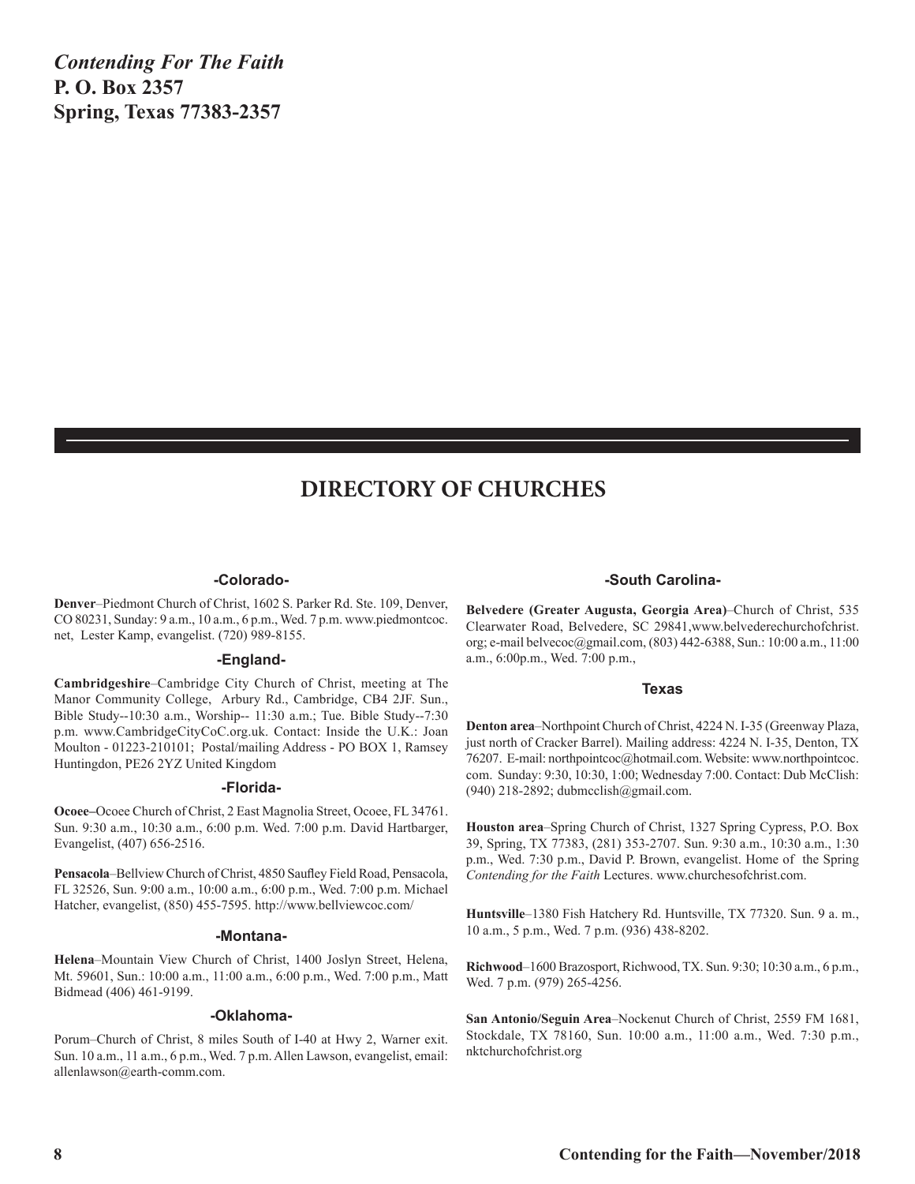*Contending For The Faith*
**P. O. Box 2357**
**Spring, Texas 77383-2357**

# DIRECTORY OF CHURCHES

### -Colorado-

**Denver**–Piedmont Church of Christ, 1602 S. Parker Rd. Ste. 109, Denver, CO 80231, Sunday: 9 a.m., 10 a.m., 6 p.m., Wed. 7 p.m. www.piedmontcoc.net, Lester Kamp, evangelist. (720) 989-8155.

### -England-

**Cambridgeshire**–Cambridge City Church of Christ, meeting at The Manor Community College, Arbury Rd., Cambridge, CB4 2JF. Sun., Bible Study--10:30 a.m., Worship-- 11:30 a.m.; Tue. Bible Study--7:30 p.m. www.CambridgeCityCoC.org.uk. Contact: Inside the U.K.: Joan Moulton - 01223-210101; Postal/mailing Address - PO BOX 1, Ramsey Huntingdon, PE26 2YZ United Kingdom

### -Florida-

**Ocoee**–Ocoee Church of Christ, 2 East Magnolia Street, Ocoee, FL 34761. Sun. 9:30 a.m., 10:30 a.m., 6:00 p.m. Wed. 7:00 p.m. David Hartbarger, Evangelist, (407) 656-2516.

**Pensacola**–Bellview Church of Christ, 4850 Saufley Field Road, Pensacola, FL 32526, Sun. 9:00 a.m., 10:00 a.m., 6:00 p.m., Wed. 7:00 p.m. Michael Hatcher, evangelist, (850) 455-7595. http://www.bellviewcoc.com/

### -Montana-

**Helena**–Mountain View Church of Christ, 1400 Joslyn Street, Helena, Mt. 59601, Sun.: 10:00 a.m., 11:00 a.m., 6:00 p.m., Wed. 7:00 p.m., Matt Bidmead (406) 461-9199.

### -Oklahoma-

Porum–Church of Christ, 8 miles South of I-40 at Hwy 2, Warner exit. Sun. 10 a.m., 11 a.m., 6 p.m., Wed. 7 p.m. Allen Lawson, evangelist, email: allenlawson@earth-comm.com.

### -South Carolina-

**Belvedere (Greater Augusta, Georgia Area)**–Church of Christ, 535 Clearwater Road, Belvedere, SC 29841,www.belvederechurchofchrist.org; e-mail belvecoc@gmail.com, (803) 442-6388, Sun.: 10:00 a.m., 11:00 a.m., 6:00p.m., Wed. 7:00 p.m.,

### Texas

**Denton area**–Northpoint Church of Christ, 4224 N. I-35 (Greenway Plaza, just north of Cracker Barrel). Mailing address: 4224 N. I-35, Denton, TX 76207. E-mail: northpointcoc@hotmail.com. Website: www.northpointcoc.com. Sunday: 9:30, 10:30, 1:00; Wednesday 7:00. Contact: Dub McClish: (940) 218-2892; dubmcclish@gmail.com.

**Houston area**–Spring Church of Christ, 1327 Spring Cypress, P.O. Box 39, Spring, TX 77383, (281) 353-2707. Sun. 9:30 a.m., 10:30 a.m., 1:30 p.m., Wed. 7:30 p.m., David P. Brown, evangelist. Home of the Spring *Contending for the Faith* Lectures. www.churchesofchrist.com.

**Huntsville**–1380 Fish Hatchery Rd. Huntsville, TX 77320. Sun. 9 a. m., 10 a.m., 5 p.m., Wed. 7 p.m. (936) 438-8202.

**Richwood**–1600 Brazosport, Richwood, TX. Sun. 9:30; 10:30 a.m., 6 p.m., Wed. 7 p.m. (979) 265-4256.

**San Antonio/Seguin Area**–Nockenut Church of Christ, 2559 FM 1681, Stockdale, TX 78160, Sun. 10:00 a.m., 11:00 a.m., Wed. 7:30 p.m., nktchurchofchrist.org